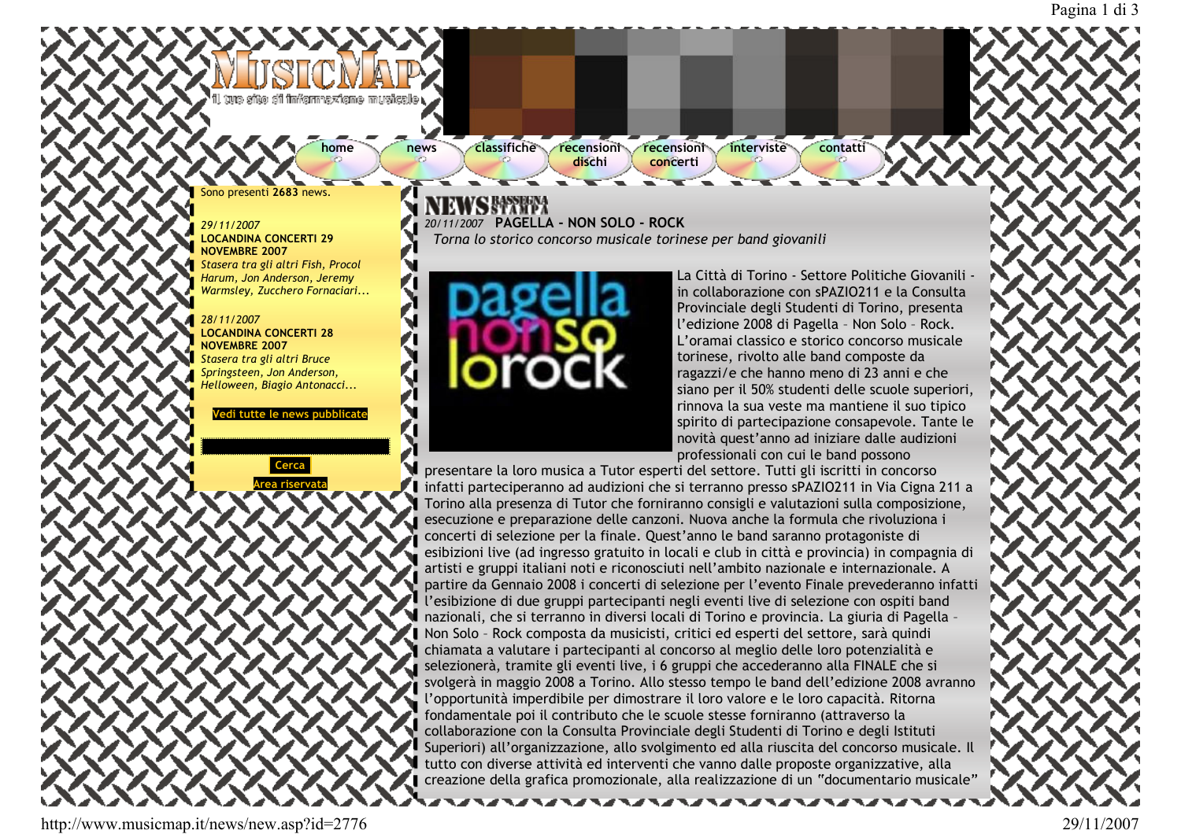MUSICMAP
il tuo sito di informazione musicale

home | news | classifiche | recensioni dischi | recensioni concerti | interviste | contatti

Sono presenti **2683** news.

*29/11/2007*
**LOCANDINA CONCERTI 29 NOVEMBRE 2007**
*Stasera tra gli altri Fish, Procol Harum, Jon Anderson, Jeremy Warmsley, Zucchero Fornaciari...*

*28/11/2007*
**LOCANDINA CONCERTI 28 NOVEMBRE 2007**
*Stasera tra gli altri Bruce Springsteen, Jon Anderson, Helloween, Biagio Antonacci...*

Vedi tutte le news pubblicate

Cerca

Area riservata

# NEWS RASSEGNA STAMPA

*20/11/2007* **PAGELLA - NON SOLO - ROCK**

*Torna lo storico concorso musicale torinese per band giovanili*

La Città di Torino - Settore Politiche Giovanili - in collaborazione con sPAZIO211 e la Consulta Provinciale degli Studenti di Torino, presenta l'edizione 2008 di Pagella – Non Solo – Rock. L'oramai classico e storico concorso musicale torinese, rivolto alle band composte da ragazzi/e che hanno meno di 23 anni e che siano per il 50% studenti delle scuole superiori, rinnova la sua veste ma mantiene il suo tipico spirito di partecipazione consapevole. Tante le novità quest'anno ad iniziare dalle audizioni professionali con cui le band possono presentare la loro musica a Tutor esperti del settore. Tutti gli iscritti in concorso infatti parteciperanno ad audizioni che si terranno presso sPAZIO211 in Via Cigna 211 a Torino alla presenza di Tutor che forniranno consigli e valutazioni sulla composizione, esecuzione e preparazione delle canzoni. Nuova anche la formula che rivoluziona i concerti di selezione per la finale. Quest'anno le band saranno protagoniste di esibizioni live (ad ingresso gratuito in locali e club in città e provincia) in compagnia di artisti e gruppi italiani noti e riconosciuti nell'ambito nazionale e internazionale. A partire da Gennaio 2008 i concerti di selezione per l'evento Finale prevederanno infatti l'esibizione di due gruppi partecipanti negli eventi live di selezione con ospiti band nazionali, che si terranno in diversi locali di Torino e provincia. La giuria di Pagella – Non Solo – Rock composta da musicisti, critici ed esperti del settore, sarà quindi chiamata a valutare i partecipanti al concorso al meglio delle loro potenzialità e selezionerà, tramite gli eventi live, i 6 gruppi che accederanno alla FINALE che si svolgerà in maggio 2008 a Torino. Allo stesso tempo le band dell'edizione 2008 avranno l'opportunità imperdibile per dimostrare il loro valore e le loro capacità. Ritorna fondamentale poi il contributo che le scuole stesse forniranno (attraverso la collaborazione con la Consulta Provinciale degli Studenti di Torino e degli Istituti Superiori) all'organizzazione, allo svolgimento ed alla riuscita del concorso musicale. Il tutto con diverse attività ed interventi che vanno dalle proposte organizzative, alla creazione della grafica promozionale, alla realizzazione di un "documentario musicale"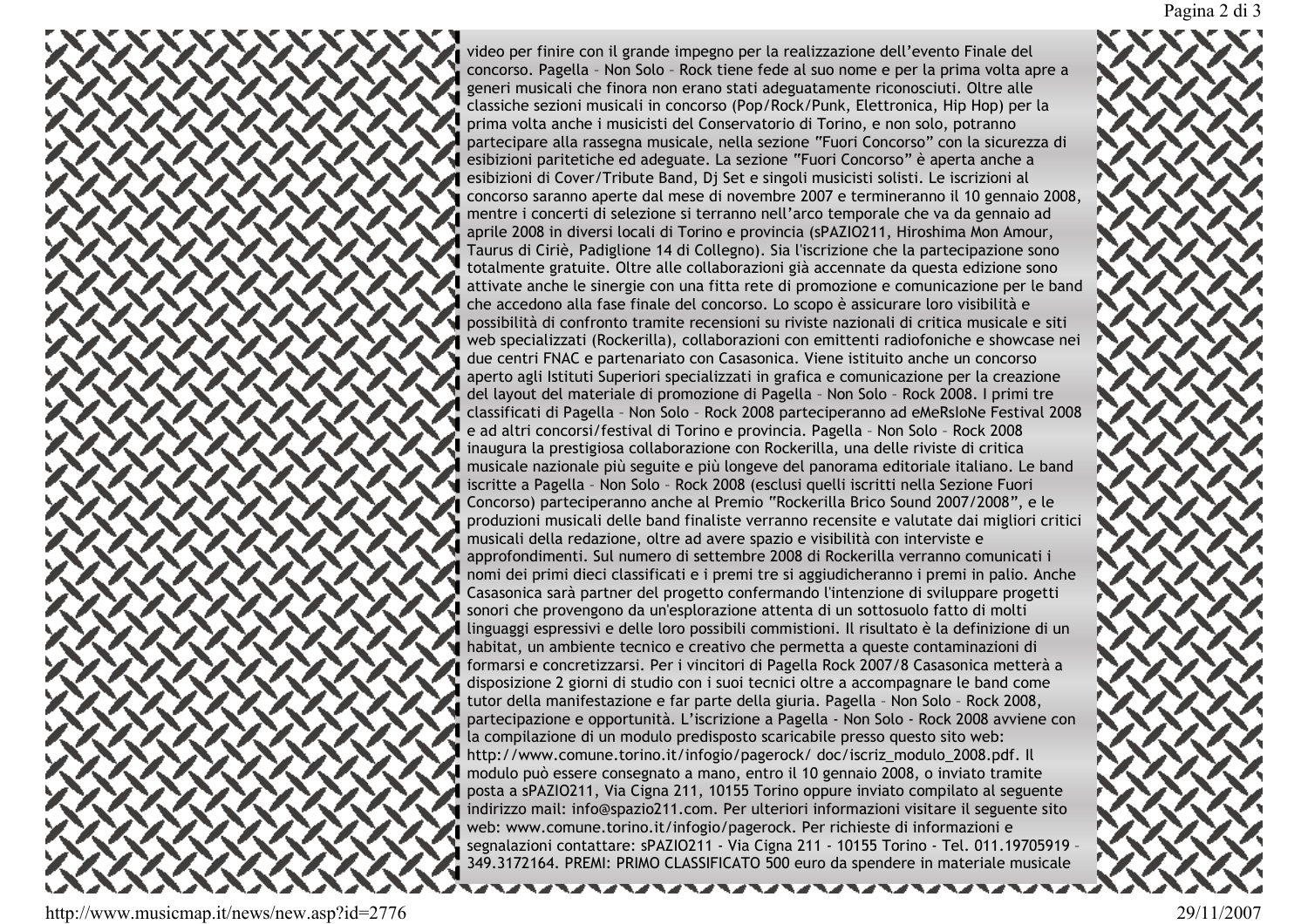video per finire con il grande impegno per la realizzazione dell'evento Finale del concorso. Pagella – Non Solo – Rock tiene fede al suo nome e per la prima volta apre a generi musicali che finora non erano stati adeguatamente riconosciuti. Oltre alle classiche sezioni musicali in concorso (Pop/Rock/Punk, Elettronica, Hip Hop) per la prima volta anche i musicisti del Conservatorio di Torino, e non solo, potranno partecipare alla rassegna musicale, nella sezione "Fuori Concorso" con la sicurezza di esibizioni paritetiche ed adeguate. La sezione "Fuori Concorso" è aperta anche a esibizioni di Cover/Tribute Band, Dj Set e singoli musicisti solisti. Le iscrizioni al concorso saranno aperte dal mese di novembre 2007 e termineranno il 10 gennaio 2008, mentre i concerti di selezione si terranno nell'arco temporale che va da gennaio ad aprile 2008 in diversi locali di Torino e provincia (sPAZIO211, Hiroshima Mon Amour, Taurus di Ciriè, Padiglione 14 di Collegno). Sia l'iscrizione che la partecipazione sono totalmente gratuite. Oltre alle collaborazioni già accennate da questa edizione sono attivate anche le sinergie con una fitta rete di promozione e comunicazione per le band che accedono alla fase finale del concorso. Lo scopo è assicurare loro visibilità e possibilità di confronto tramite recensioni su riviste nazionali di critica musicale e siti web specializzati (Rockerilla), collaborazioni con emittenti radiofoniche e showcase nei due centri FNAC e partenariato con Casasonica. Viene istituito anche un concorso aperto agli Istituti Superiori specializzati in grafica e comunicazione per la creazione del layout del materiale di promozione di Pagella – Non Solo – Rock 2008. I primi tre classificati di Pagella – Non Solo – Rock 2008 parteciperanno ad eMeRsIoNe Festival 2008 e ad altri concorsi/festival di Torino e provincia. Pagella – Non Solo – Rock 2008 inaugura la prestigiosa collaborazione con Rockerilla, una delle riviste di critica musicale nazionale più seguite e più longeve del panorama editoriale italiano. Le band iscritte a Pagella – Non Solo – Rock 2008 (esclusi quelli iscritti nella Sezione Fuori Concorso) parteciperanno anche al Premio "Rockerilla Brico Sound 2007/2008", e le produzioni musicali delle band finaliste verranno recensite e valutate dai migliori critici musicali della redazione, oltre ad avere spazio e visibilità con interviste e approfondimenti. Sul numero di settembre 2008 di Rockerilla verranno comunicati i nomi dei primi dieci classificati e i premi tre si aggiudicheranno i premi in palio. Anche Casasonica sarà partner del progetto confermando l'intenzione di sviluppare progetti sonori che provengono da un'esplorazione attenta di un sottosuolo fatto di molti linguaggi espressivi e delle loro possibili commistioni. Il risultato è la definizione di un habitat, un ambiente tecnico e creativo che permetta a queste contaminazioni di formarsi e concretizzarsi. Per i vincitori di Pagella Rock 2007/8 Casasonica metterà a disposizione 2 giorni di studio con i suoi tecnici oltre a accompagnare le band come tutor della manifestazione e far parte della giuria. Pagella – Non Solo – Rock 2008, partecipazione e opportunità. L'iscrizione a Pagella - Non Solo - Rock 2008 avviene con la compilazione di un modulo predisposto scaricabile presso questo sito web: http://www.comune.torino.it/infogio/pagerock/ doc/iscriz_modulo_2008.pdf. Il modulo può essere consegnato a mano, entro il 10 gennaio 2008, o inviato tramite posta a sPAZIO211, Via Cigna 211, 10155 Torino oppure inviato compilato al seguente indirizzo mail: info@spazio211.com. Per ulteriori informazioni visitare il seguente sito web: www.comune.torino.it/infogio/pagerock. Per richieste di informazioni e segnalazioni contattare: sPAZIO211 - Via Cigna 211 - 10155 Torino - Tel. 011.19705919 - 349.3172164. PREMI: PRIMO CLASSIFICATO 500 euro da spendere in materiale musicale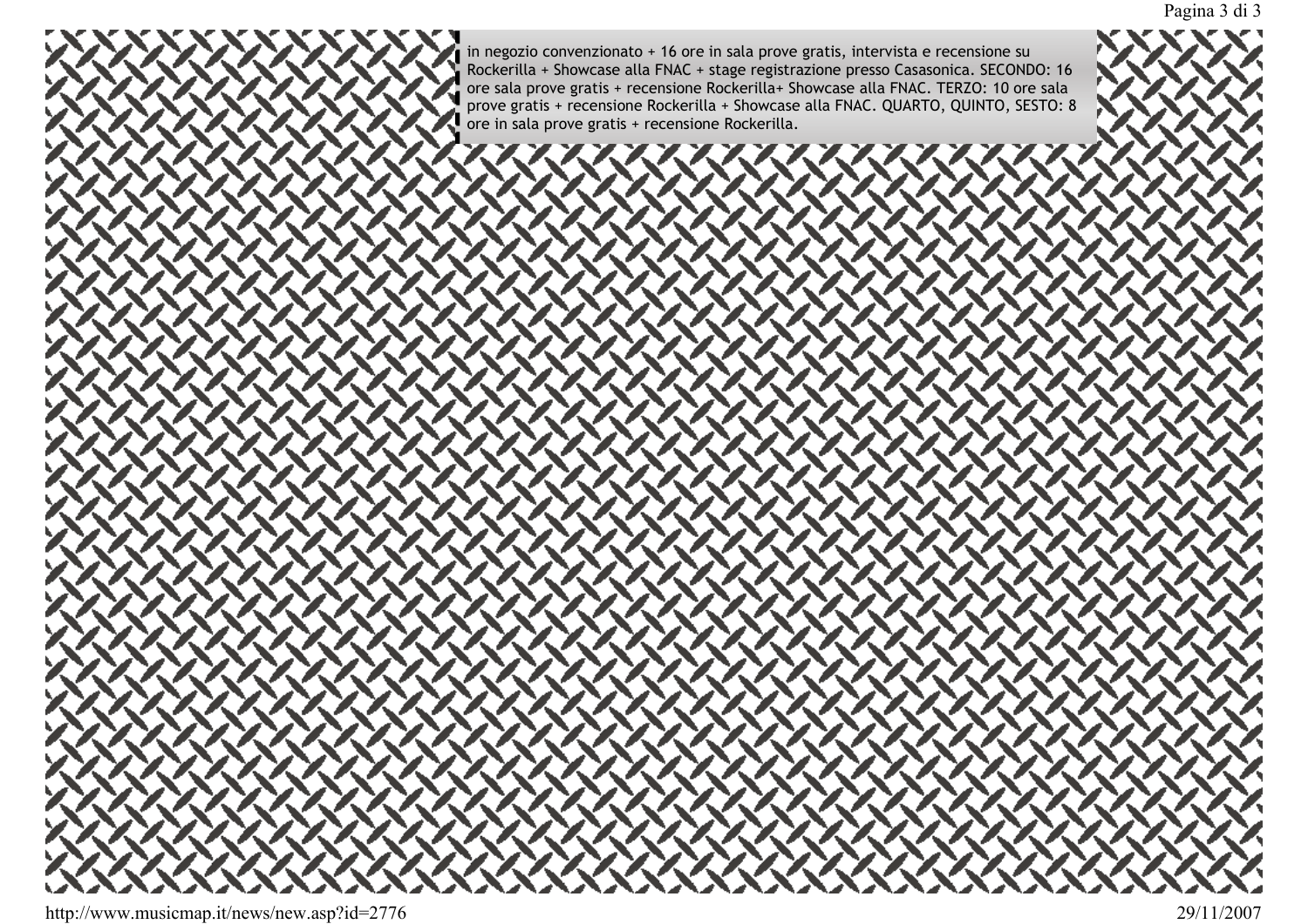in negozio convenzionato + 16 ore in sala prove gratis, intervista e recensione su Rockerilla + Showcase alla FNAC + stage registrazione presso Casasonica. SECONDO: 16 ore sala prove gratis + recensione Rockerilla+ Showcase alla FNAC. TERZO: 10 ore sala prove gratis + recensione Rockerilla + Showcase alla FNAC. QUARTO, QUINTO, SESTO: 8 ore in sala prove gratis + recensione Rockerilla.